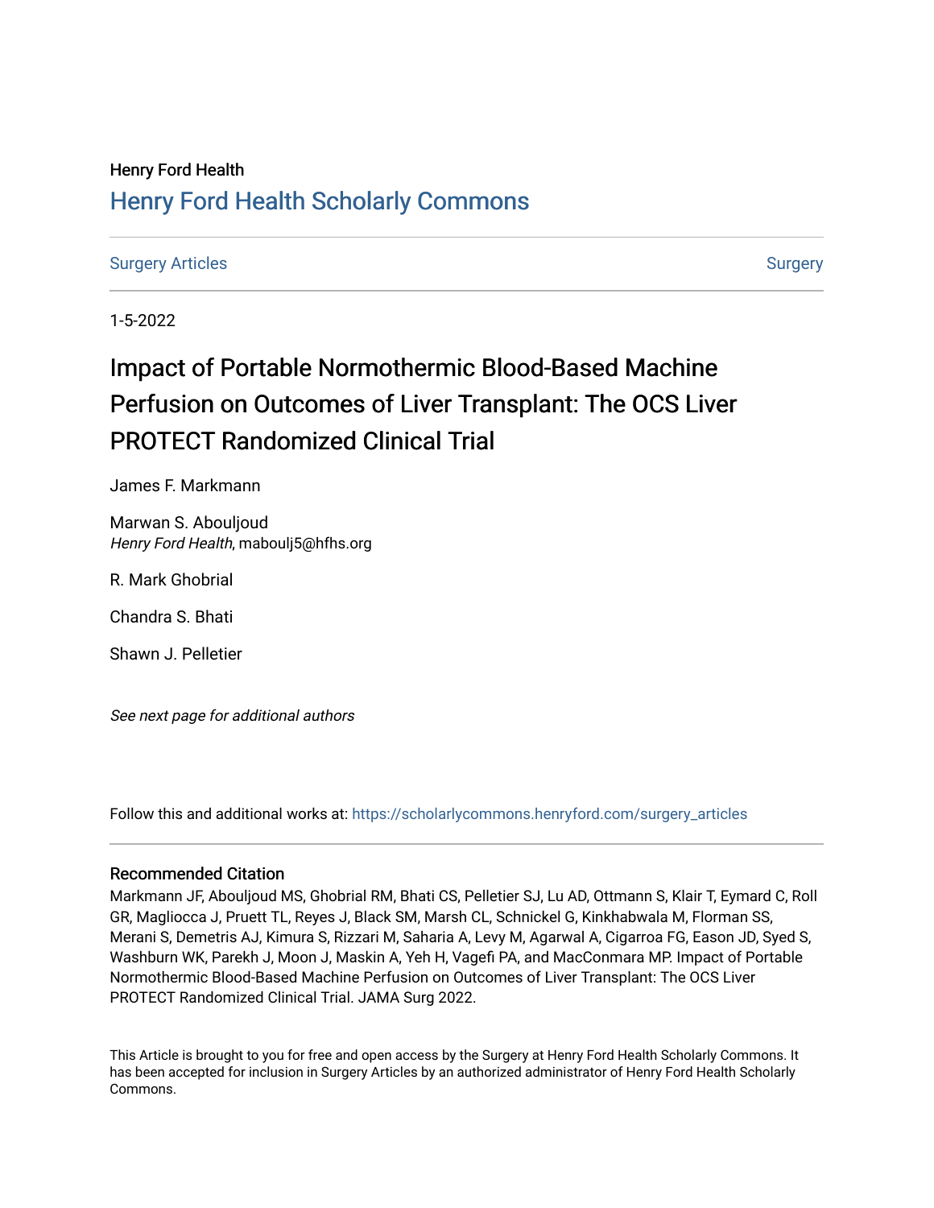Henry Ford Health

# Henry Ford Health Scholarly Commons

Surgery Articles | Surgery

1-5-2022

# Impact of Portable Normothermic Blood-Based Machine Perfusion on Outcomes of Liver Transplant: The OCS Liver PROTECT Randomized Clinical Trial

James F. Markmann

Marwan S. Abouljoud
*Henry Ford Health*, maboulj5@hfhs.org

R. Mark Ghobrial

Chandra S. Bhati

Shawn J. Pelletier

*See next page for additional authors*

Follow this and additional works at: https://scholarlycommons.henryford.com/surgery_articles

## Recommended Citation

Markmann JF, Abouljoud MS, Ghobrial RM, Bhati CS, Pelletier SJ, Lu AD, Ottmann S, Klair T, Eymard C, Roll GR, Magliocca J, Pruett TL, Reyes J, Black SM, Marsh CL, Schnickel G, Kinkhabwala M, Florman SS, Merani S, Demetris AJ, Kimura S, Rizzari M, Saharia A, Levy M, Agarwal A, Cigarroa FG, Eason JD, Syed S, Washburn WK, Parekh J, Moon J, Maskin A, Yeh H, Vagefi PA, and MacConmara MP. Impact of Portable Normothermic Blood-Based Machine Perfusion on Outcomes of Liver Transplant: The OCS Liver PROTECT Randomized Clinical Trial. JAMA Surg 2022.

This Article is brought to you for free and open access by the Surgery at Henry Ford Health Scholarly Commons. It has been accepted for inclusion in Surgery Articles by an authorized administrator of Henry Ford Health Scholarly Commons.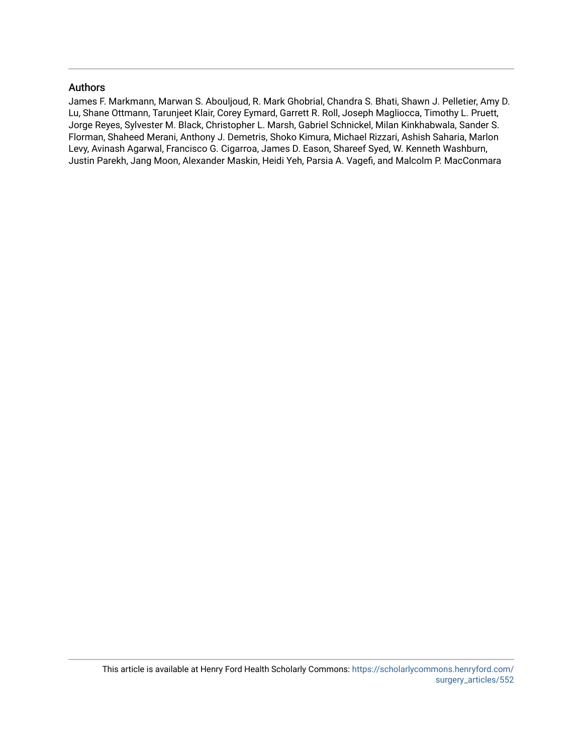## Authors

James F. Markmann, Marwan S. Abouljoud, R. Mark Ghobrial, Chandra S. Bhati, Shawn J. Pelletier, Amy D. Lu, Shane Ottmann, Tarunjeet Klair, Corey Eymard, Garrett R. Roll, Joseph Magliocca, Timothy L. Pruett, Jorge Reyes, Sylvester M. Black, Christopher L. Marsh, Gabriel Schnickel, Milan Kinkhabwala, Sander S. Florman, Shaheed Merani, Anthony J. Demetris, Shoko Kimura, Michael Rizzari, Ashish Saharia, Marlon Levy, Avinash Agarwal, Francisco G. Cigarroa, James D. Eason, Shareef Syed, W. Kenneth Washburn, Justin Parekh, Jang Moon, Alexander Maskin, Heidi Yeh, Parsia A. Vagefi, and Malcolm P. MacConmara

This article is available at Henry Ford Health Scholarly Commons: https://scholarlycommons.henryford.com/surgery_articles/552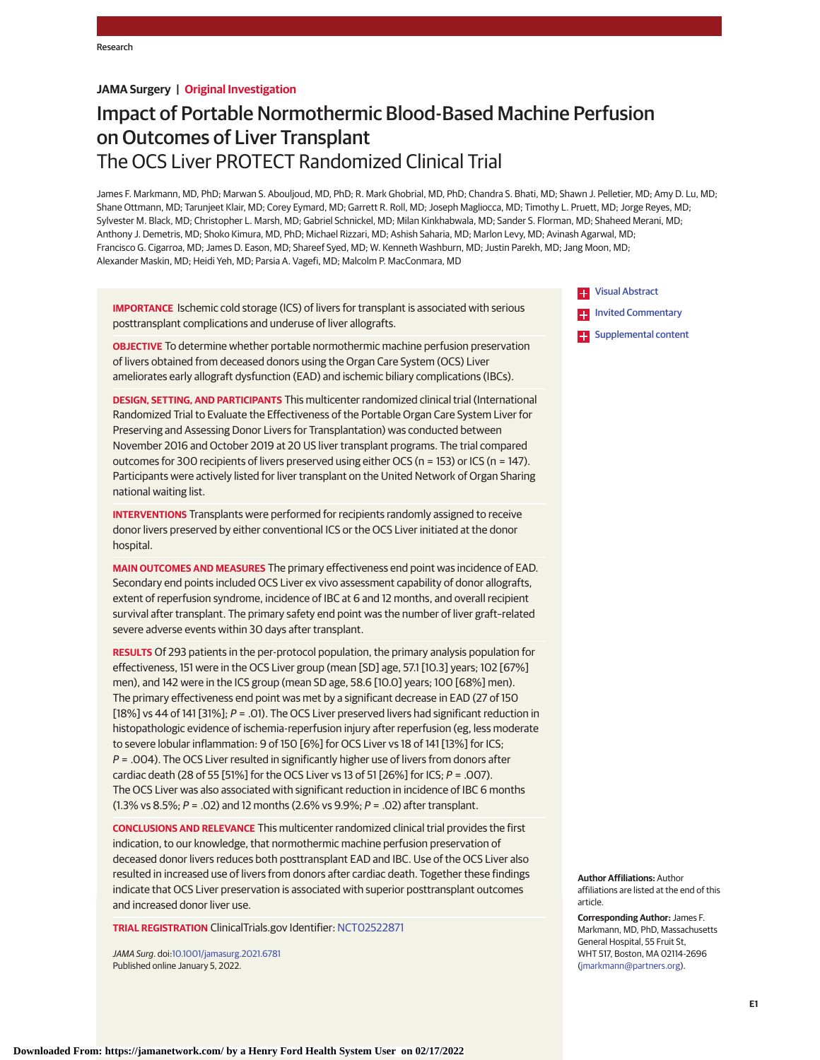Research

**JAMA Surgery | Original Investigation**

# Impact of Portable Normothermic Blood-Based Machine Perfusion on Outcomes of Liver Transplant
## The OCS Liver PROTECT Randomized Clinical Trial

James F. Markmann, MD, PhD; Marwan S. Abouljoud, MD, PhD; R. Mark Ghobrial, MD, PhD; Chandra S. Bhati, MD; Shawn J. Pelletier, MD; Amy D. Lu, MD; Shane Ottmann, MD; Tarunjeet Klair, MD; Corey Eymard, MD; Garrett R. Roll, MD; Joseph Magliocca, MD; Timothy L. Pruett, MD; Jorge Reyes, MD; Sylvester M. Black, MD; Christopher L. Marsh, MD; Gabriel Schnickel, MD; Milan Kinkhabwala, MD; Sander S. Florman, MD; Shaheed Merani, MD; Anthony J. Demetris, MD; Shoko Kimura, MD, PhD; Michael Rizzari, MD; Ashish Saharia, MD; Marlon Levy, MD; Avinash Agarwal, MD; Francisco G. Cigarroa, MD; James D. Eason, MD; Shareef Syed, MD; W. Kenneth Washburn, MD; Justin Parekh, MD; Jang Moon, MD; Alexander Maskin, MD; Heidi Yeh, MD; Parsia A. Vagefi, MD; Malcolm P. MacConmara, MD

**IMPORTANCE** Ischemic cold storage (ICS) of livers for transplant is associated with serious posttransplant complications and underuse of liver allografts.

**OBJECTIVE** To determine whether portable normothermic machine perfusion preservation of livers obtained from deceased donors using the Organ Care System (OCS) Liver ameliorates early allograft dysfunction (EAD) and ischemic biliary complications (IBCs).

**DESIGN, SETTING, AND PARTICIPANTS** This multicenter randomized clinical trial (International Randomized Trial to Evaluate the Effectiveness of the Portable Organ Care System Liver for Preserving and Assessing Donor Livers for Transplantation) was conducted between November 2016 and October 2019 at 20 US liver transplant programs. The trial compared outcomes for 300 recipients of livers preserved using either OCS (n = 153) or ICS (n = 147). Participants were actively listed for liver transplant on the United Network of Organ Sharing national waiting list.

**INTERVENTIONS** Transplants were performed for recipients randomly assigned to receive donor livers preserved by either conventional ICS or the OCS Liver initiated at the donor hospital.

**MAIN OUTCOMES AND MEASURES** The primary effectiveness end point was incidence of EAD. Secondary end points included OCS Liver ex vivo assessment capability of donor allografts, extent of reperfusion syndrome, incidence of IBC at 6 and 12 months, and overall recipient survival after transplant. The primary safety end point was the number of liver graft–related severe adverse events within 30 days after transplant.

**RESULTS** Of 293 patients in the per-protocol population, the primary analysis population for effectiveness, 151 were in the OCS Liver group (mean [SD] age, 57.1 [10.3] years; 102 [67%] men), and 142 were in the ICS group (mean SD age, 58.6 [10.0] years; 100 [68%] men). The primary effectiveness end point was met by a significant decrease in EAD (27 of 150 [18%] vs 44 of 141 [31%]; *P* = .01). The OCS Liver preserved livers had significant reduction in histopathologic evidence of ischemia-reperfusion injury after reperfusion (eg, less moderate to severe lobular inflammation: 9 of 150 [6%] for OCS Liver vs 18 of 141 [13%] for ICS; *P* = .004). The OCS Liver resulted in significantly higher use of livers from donors after cardiac death (28 of 55 [51%] for the OCS Liver vs 13 of 51 [26%] for ICS; *P* = .007). The OCS Liver was also associated with significant reduction in incidence of IBC 6 months (1.3% vs 8.5%; *P* = .02) and 12 months (2.6% vs 9.9%; *P* = .02) after transplant.

**CONCLUSIONS AND RELEVANCE** This multicenter randomized clinical trial provides the first indication, to our knowledge, that normothermic machine perfusion preservation of deceased donor livers reduces both posttransplant EAD and IBC. Use of the OCS Liver also resulted in increased use of livers from donors after cardiac death. Together these findings indicate that OCS Liver preservation is associated with superior posttransplant outcomes and increased donor liver use.

**TRIAL REGISTRATION** ClinicalTrials.gov Identifier: NCT02522871

*JAMA Surg*. doi:10.1001/jamasurg.2021.6781
Published online January 5, 2022.

Visual Abstract

Invited Commentary

Supplemental content

**Author Affiliations:** Author affiliations are listed at the end of this article.

**Corresponding Author:** James F. Markmann, MD, PhD, Massachusetts General Hospital, 55 Fruit St, WHT 517, Boston, MA 02114-2696 (jmarkmann@partners.org).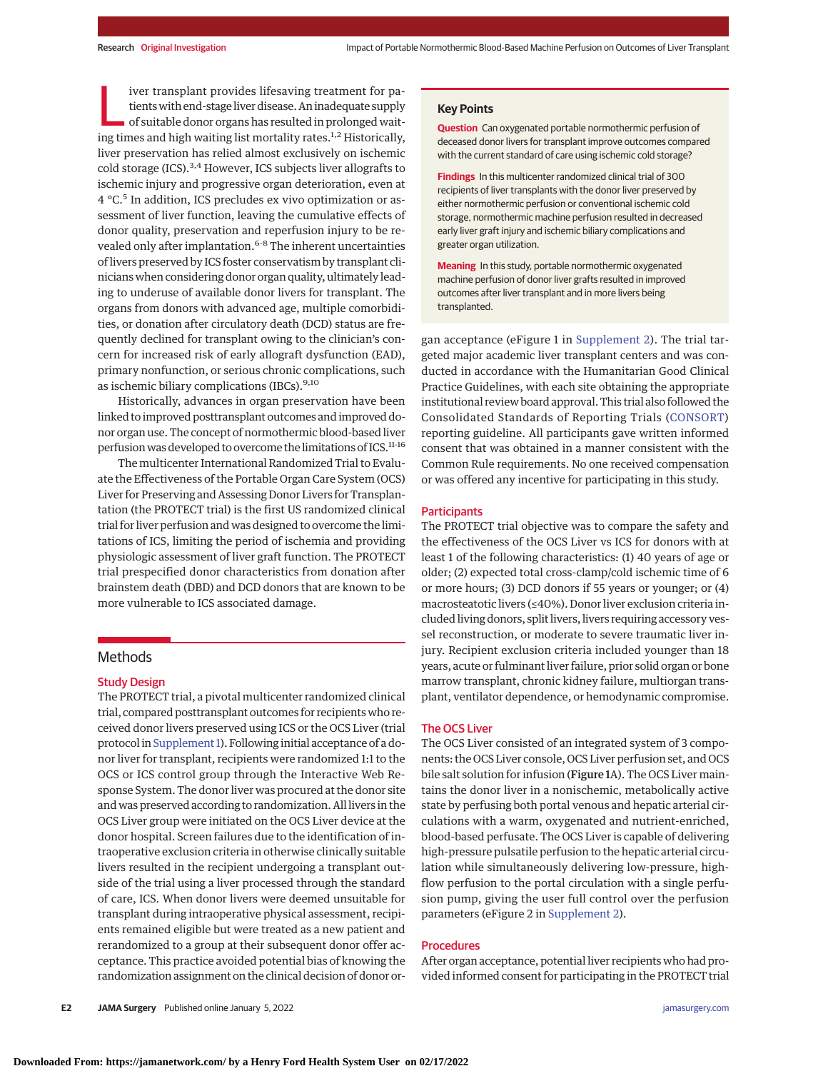Liver transplant provides lifesaving treatment for patients with end-stage liver disease. An inadequate supply of suitable donor organs has resulted in prolonged waiting times and high waiting list mortality rates.[1,2] Historically, liver preservation has relied almost exclusively on ischemic cold storage (ICS).[3,4] However, ICS subjects liver allografts to ischemic injury and progressive organ deterioration, even at 4 °C.[5] In addition, ICS precludes ex vivo optimization or assessment of liver function, leaving the cumulative effects of donor quality, preservation and reperfusion injury to be revealed only after implantation.[6-8] The inherent uncertainties of livers preserved by ICS foster conservatism by transplant clinicians when considering donor organ quality, ultimately leading to underuse of available donor livers for transplant. The organs from donors with advanced age, multiple comorbidities, or donation after circulatory death (DCD) status are frequently declined for transplant owing to the clinician's concern for increased risk of early allograft dysfunction (EAD), primary nonfunction, or serious chronic complications, such as ischemic biliary complications (IBCs).[9,10]

Historically, advances in organ preservation have been linked to improved posttransplant outcomes and improved donor organ use. The concept of normothermic blood-based liver perfusion was developed to overcome the limitations of ICS.[11-16]

The multicenter International Randomized Trial to Evaluate the Effectiveness of the Portable Organ Care System (OCS) Liver for Preserving and Assessing Donor Livers for Transplantation (the PROTECT trial) is the first US randomized clinical trial for liver perfusion and was designed to overcome the limitations of ICS, limiting the period of ischemia and providing physiologic assessment of liver graft function. The PROTECT trial prespecified donor characteristics from donation after brainstem death (DBD) and DCD donors that are known to be more vulnerable to ICS associated damage.

> **Key Points**
>
> **Question** Can oxygenated portable normothermic perfusion of deceased donor livers for transplant improve outcomes compared with the current standard of care using ischemic cold storage?
>
> **Findings** In this multicenter randomized clinical trial of 300 recipients of liver transplants with the donor liver preserved by either normothermic perfusion or conventional ischemic cold storage, normothermic machine perfusion resulted in decreased early liver graft injury and ischemic biliary complications and greater organ utilization.
>
> **Meaning** In this study, portable normothermic oxygenated machine perfusion of donor liver grafts resulted in improved outcomes after liver transplant and in more livers being transplanted.

## Methods

### Study Design

The PROTECT trial, a pivotal multicenter randomized clinical trial, compared posttransplant outcomes for recipients who received donor livers preserved using ICS or the OCS Liver (trial protocol in Supplement 1). Following initial acceptance of a donor liver for transplant, recipients were randomized 1:1 to the OCS or ICS control group through the Interactive Web Response System. The donor liver was procured at the donor site and was preserved according to randomization. All livers in the OCS Liver group were initiated on the OCS Liver device at the donor hospital. Screen failures due to the identification of intraoperative exclusion criteria in otherwise clinically suitable livers resulted in the recipient undergoing a transplant outside of the trial using a liver processed through the standard of care, ICS. When donor livers were deemed unsuitable for transplant during intraoperative physical assessment, recipients remained eligible but were treated as a new patient and rerandomized to a group at their subsequent donor offer acceptance. This practice avoided potential bias of knowing the randomization assignment on the clinical decision of donor organ acceptance (eFigure 1 in Supplement 2). The trial targeted major academic liver transplant centers and was conducted in accordance with the Humanitarian Good Clinical Practice Guidelines, with each site obtaining the appropriate institutional review board approval. This trial also followed the Consolidated Standards of Reporting Trials (CONSORT) reporting guideline. All participants gave written informed consent that was obtained in a manner consistent with the Common Rule requirements. No one received compensation or was offered any incentive for participating in this study.

### Participants

The PROTECT trial objective was to compare the safety and the effectiveness of the OCS Liver vs ICS for donors with at least 1 of the following characteristics: (1) 40 years of age or older; (2) expected total cross-clamp/cold ischemic time of 6 or more hours; (3) DCD donors if 55 years or younger; or (4) macrosteatotic livers (≤40%). Donor liver exclusion criteria included living donors, split livers, livers requiring accessory vessel reconstruction, or moderate to severe traumatic liver injury. Recipient exclusion criteria included younger than 18 years, acute or fulminant liver failure, prior solid organ or bone marrow transplant, chronic kidney failure, multiorgan transplant, ventilator dependence, or hemodynamic compromise.

### The OCS Liver

The OCS Liver consisted of an integrated system of 3 components: the OCS Liver console, OCS Liver perfusion set, and OCS bile salt solution for infusion (**Figure 1**A). The OCS Liver maintains the donor liver in a nonischemic, metabolically active state by perfusing both portal venous and hepatic arterial circulations with a warm, oxygenated and nutrient-enriched, blood-based perfusate. The OCS Liver is capable of delivering high-pressure pulsatile perfusion to the hepatic arterial circulation while simultaneously delivering low-pressure, high-flow perfusion to the portal circulation with a single perfusion pump, giving the user full control over the perfusion parameters (eFigure 2 in Supplement 2).

### Procedures

After organ acceptance, potential liver recipients who had provided informed consent for participating in the PROTECT trial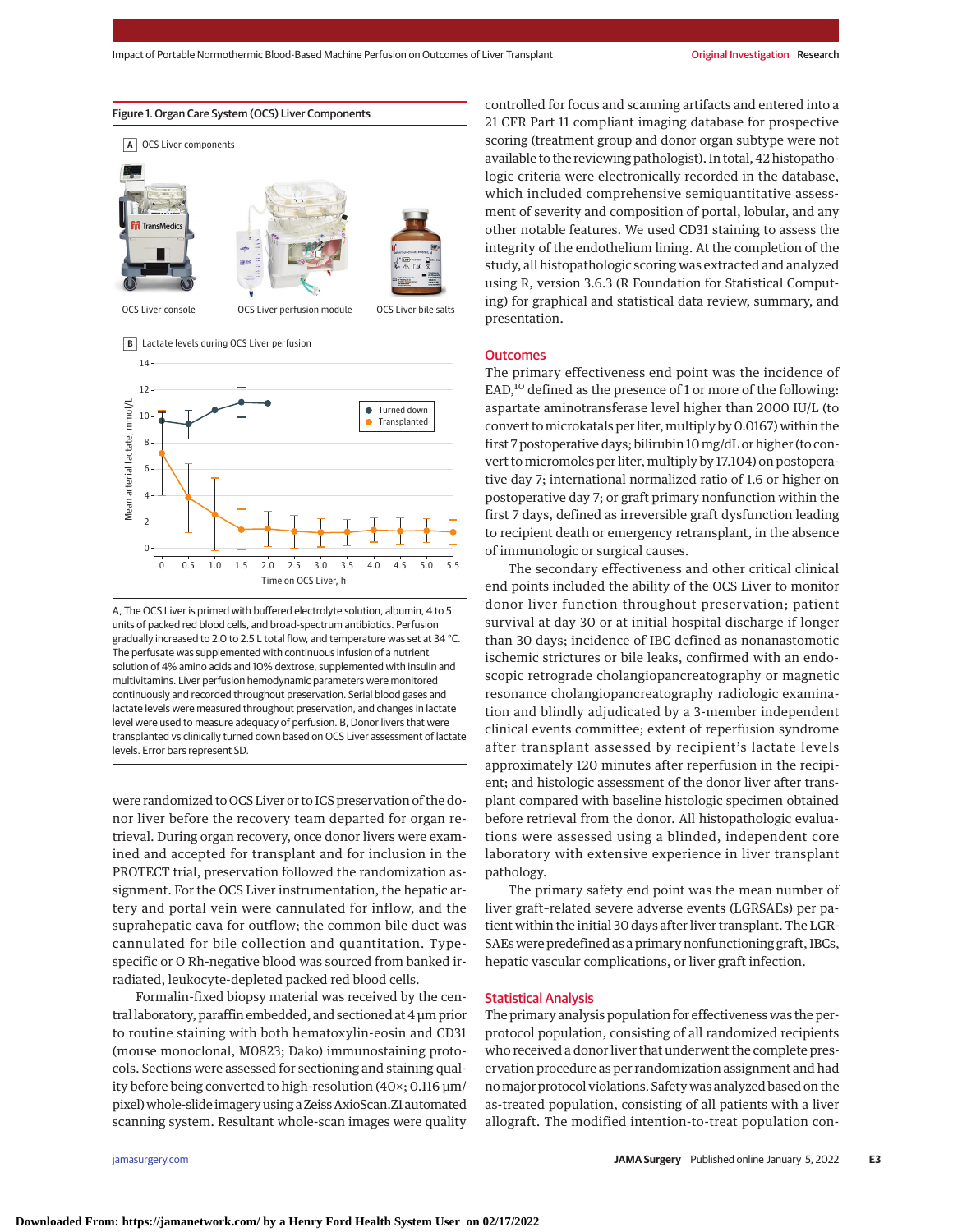**Figure 1. Organ Care System (OCS) Liver Components**

A OCS Liver components

OCS Liver console — OCS Liver perfusion module — OCS Liver bile salts

B Lactate levels during OCS Liver perfusion

A, The OCS Liver is primed with buffered electrolyte solution, albumin, 4 to 5 units of packed red blood cells, and broad-spectrum antibiotics. Perfusion gradually increased to 2.0 to 2.5 L total flow, and temperature was set at 34 °C. The perfusate was supplemented with continuous infusion of a nutrient solution of 4% amino acids and 10% dextrose, supplemented with insulin and multivitamins. Liver perfusion hemodynamic parameters were monitored continuously and recorded throughout preservation. Serial blood gases and lactate levels were measured throughout preservation, and changes in lactate level were used to measure adequacy of perfusion. B, Donor livers that were transplanted vs clinically turned down based on OCS Liver assessment of lactate levels. Error bars represent SD.

were randomized to OCS Liver or to ICS preservation of the donor liver before the recovery team departed for organ retrieval. During organ recovery, once donor livers were examined and accepted for transplant and for inclusion in the PROTECT trial, preservation followed the randomization assignment. For the OCS Liver instrumentation, the hepatic artery and portal vein were cannulated for inflow, and the suprahepatic cava for outflow; the common bile duct was cannulated for bile collection and quantitation. Type-specific or O Rh-negative blood was sourced from banked irradiated, leukocyte-depleted packed red blood cells.

Formalin-fixed biopsy material was received by the central laboratory, paraffin embedded, and sectioned at 4 μm prior to routine staining with both hematoxylin-eosin and CD31 (mouse monoclonal, M0823; Dako) immunostaining protocols. Sections were assessed for sectioning and staining quality before being converted to high-resolution (40×; 0.116 μm/pixel) whole-slide imagery using a Zeiss AxioScan.Z1 automated scanning system. Resultant whole-scan images were quality controlled for focus and scanning artifacts and entered into a 21 CFR Part 11 compliant imaging database for prospective scoring (treatment group and donor organ subtype were not available to the reviewing pathologist). In total, 42 histopathologic criteria were electronically recorded in the database, which included comprehensive semiquantitative assessment of severity and composition of portal, lobular, and any other notable features. We used CD31 staining to assess the integrity of the endothelium lining. At the completion of the study, all histopathologic scoring was extracted and analyzed using R, version 3.6.3 (R Foundation for Statistical Computing) for graphical and statistical data review, summary, and presentation.

## Outcomes

The primary effectiveness end point was the incidence of EAD,[10] defined as the presence of 1 or more of the following: aspartate aminotransferase level higher than 2000 IU/L (to convert to microkatals per liter, multiply by 0.0167) within the first 7 postoperative days; bilirubin 10 mg/dL or higher (to convert to micromoles per liter, multiply by 17.104) on postoperative day 7; international normalized ratio of 1.6 or higher on postoperative day 7; or graft primary nonfunction within the first 7 days, defined as irreversible graft dysfunction leading to recipient death or emergency retransplant, in the absence of immunologic or surgical causes.

The secondary effectiveness and other critical clinical end points included the ability of the OCS Liver to monitor donor liver function throughout preservation; patient survival at day 30 or at initial hospital discharge if longer than 30 days; incidence of IBC defined as nonanastomotic ischemic strictures or bile leaks, confirmed with an endoscopic retrograde cholangiopancreatography or magnetic resonance cholangiopancreatography radiologic examination and blindly adjudicated by a 3-member independent clinical events committee; extent of reperfusion syndrome after transplant assessed by recipient's lactate levels approximately 120 minutes after reperfusion in the recipient; and histologic assessment of the donor liver after transplant compared with baseline histologic specimen obtained before retrieval from the donor. All histopathologic evaluations were assessed using a blinded, independent core laboratory with extensive experience in liver transplant pathology.

The primary safety end point was the mean number of liver graft–related severe adverse events (LGRSAEs) per patient within the initial 30 days after liver transplant. The LGRSAEs were predefined as a primary nonfunctioning graft, IBCs, hepatic vascular complications, or liver graft infection.

## Statistical Analysis

The primary analysis population for effectiveness was the per-protocol population, consisting of all randomized recipients who received a donor liver that underwent the complete preservation procedure as per randomization assignment and had no major protocol violations. Safety was analyzed based on the as-treated population, consisting of all patients with a liver allograft. The modified intention-to-treat population con-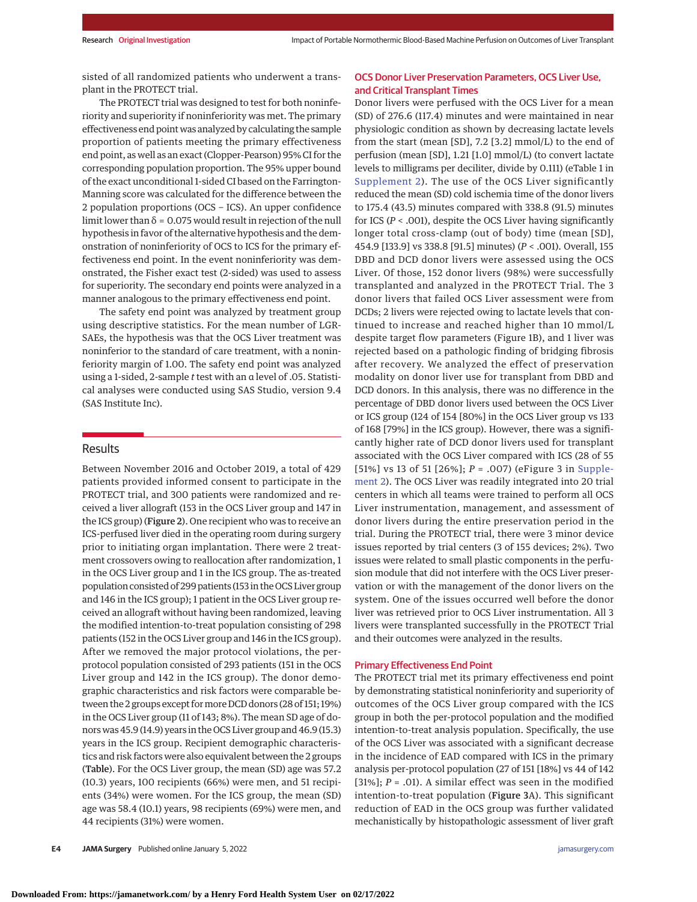sisted of all randomized patients who underwent a transplant in the PROTECT trial.

The PROTECT trial was designed to test for both noninferiority and superiority if noninferiority was met. The primary effectiveness end point was analyzed by calculating the sample proportion of patients meeting the primary effectiveness end point, as well as an exact (Clopper-Pearson) 95% CI for the corresponding population proportion. The 95% upper bound of the exact unconditional 1-sided CI based on the Farrington-Manning score was calculated for the difference between the 2 population proportions (OCS − ICS). An upper confidence limit lower than $\delta = 0.075$ would result in rejection of the null hypothesis in favor of the alternative hypothesis and the demonstration of noninferiority of OCS to ICS for the primary effectiveness end point. In the event noninferiority was demonstrated, the Fisher exact test (2-sided) was used to assess for superiority. The secondary end points were analyzed in a manner analogous to the primary effectiveness end point.

The safety end point was analyzed by treatment group using descriptive statistics. For the mean number of LGR-SAEs, the hypothesis was that the OCS Liver treatment was noninferior to the standard of care treatment, with a noninferiority margin of 1.00. The safety end point was analyzed using a 1-sided, 2-sample *t* test with an $\alpha$ level of .05. Statistical analyses were conducted using SAS Studio, version 9.4 (SAS Institute Inc).

## Results

Between November 2016 and October 2019, a total of 429 patients provided informed consent to participate in the PROTECT trial, and 300 patients were randomized and received a liver allograft (153 in the OCS Liver group and 147 in the ICS group) (**Figure 2**). One recipient who was to receive an ICS-perfused liver died in the operating room during surgery prior to initiating organ implantation. There were 2 treatment crossovers owing to reallocation after randomization, 1 in the OCS Liver group and 1 in the ICS group. The as-treated population consisted of 299 patients (153 in the OCS Liver group and 146 in the ICS group); 1 patient in the OCS Liver group received an allograft without having been randomized, leaving the modified intention-to-treat population consisting of 298 patients (152 in the OCS Liver group and 146 in the ICS group). After we removed the major protocol violations, the per-protocol population consisted of 293 patients (151 in the OCS Liver group and 142 in the ICS group). The donor demographic characteristics and risk factors were comparable between the 2 groups except for more DCD donors (28 of 151; 19%) in the OCS Liver group (11 of 143; 8%). The mean SD age of donors was 45.9 (14.9) years in the OCS Liver group and 46.9 (15.3) years in the ICS group. Recipient demographic characteristics and risk factors were also equivalent between the 2 groups (**Table**). For the OCS Liver group, the mean (SD) age was 57.2 (10.3) years, 100 recipients (66%) were men, and 51 recipients (34%) were women. For the ICS group, the mean (SD) age was 58.4 (10.1) years, 98 recipients (69%) were men, and 44 recipients (31%) were women.

### OCS Donor Liver Preservation Parameters, OCS Liver Use, and Critical Transplant Times

Donor livers were perfused with the OCS Liver for a mean (SD) of 276.6 (117.4) minutes and were maintained in near physiologic condition as shown by decreasing lactate levels from the start (mean [SD], 7.2 [3.2] mmol/L) to the end of perfusion (mean [SD], 1.21 [1.0] mmol/L) (to convert lactate levels to milligrams per deciliter, divide by 0.111) (eTable 1 in Supplement 2). The use of the OCS Liver significantly reduced the mean (SD) cold ischemia time of the donor livers to 175.4 (43.5) minutes compared with 338.8 (91.5) minutes for ICS ($P < .001$), despite the OCS Liver having significantly longer total cross-clamp (out of body) time (mean [SD], 454.9 [133.9] vs 338.8 [91.5] minutes) ($P < .001$). Overall, 155 DBD and DCD donor livers were assessed using the OCS Liver. Of those, 152 donor livers (98%) were successfully transplanted and analyzed in the PROTECT Trial. The 3 donor livers that failed OCS Liver assessment were from DCDs; 2 livers were rejected owing to lactate levels that continued to increase and reached higher than 10 mmol/L despite target flow parameters (Figure 1B), and 1 liver was rejected based on a pathologic finding of bridging fibrosis after recovery. We analyzed the effect of preservation modality on donor liver use for transplant from DBD and DCD donors. In this analysis, there was no difference in the percentage of DBD donor livers used between the OCS Liver or ICS group (124 of 154 [80%] in the OCS Liver group vs 133 of 168 [79%] in the ICS group). However, there was a significantly higher rate of DCD donor livers used for transplant associated with the OCS Liver compared with ICS (28 of 55 [51%] vs 13 of 51 [26%]; $P = .007$) (eFigure 3 in Supplement 2). The OCS Liver was readily integrated into 20 trial centers in which all teams were trained to perform all OCS Liver instrumentation, management, and assessment of donor livers during the entire preservation period in the trial. During the PROTECT trial, there were 3 minor device issues reported by trial centers (3 of 155 devices; 2%). Two issues were related to small plastic components in the perfusion module that did not interfere with the OCS Liver preservation or with the management of the donor livers on the system. One of the issues occurred well before the donor liver was retrieved prior to OCS Liver instrumentation. All 3 livers were transplanted successfully in the PROTECT Trial and their outcomes were analyzed in the results.

### Primary Effectiveness End Point

The PROTECT trial met its primary effectiveness end point by demonstrating statistical noninferiority and superiority of outcomes of the OCS Liver group compared with the ICS group in both the per-protocol population and the modified intention-to-treat analysis population. Specifically, the use of the OCS Liver was associated with a significant decrease in the incidence of EAD compared with ICS in the primary analysis per-protocol population (27 of 151 [18%] vs 44 of 142 [31%]; $P = .01$). A similar effect was seen in the modified intention-to-treat population (**Figure 3**A). This significant reduction of EAD in the OCS group was further validated mechanistically by histopathologic assessment of liver graft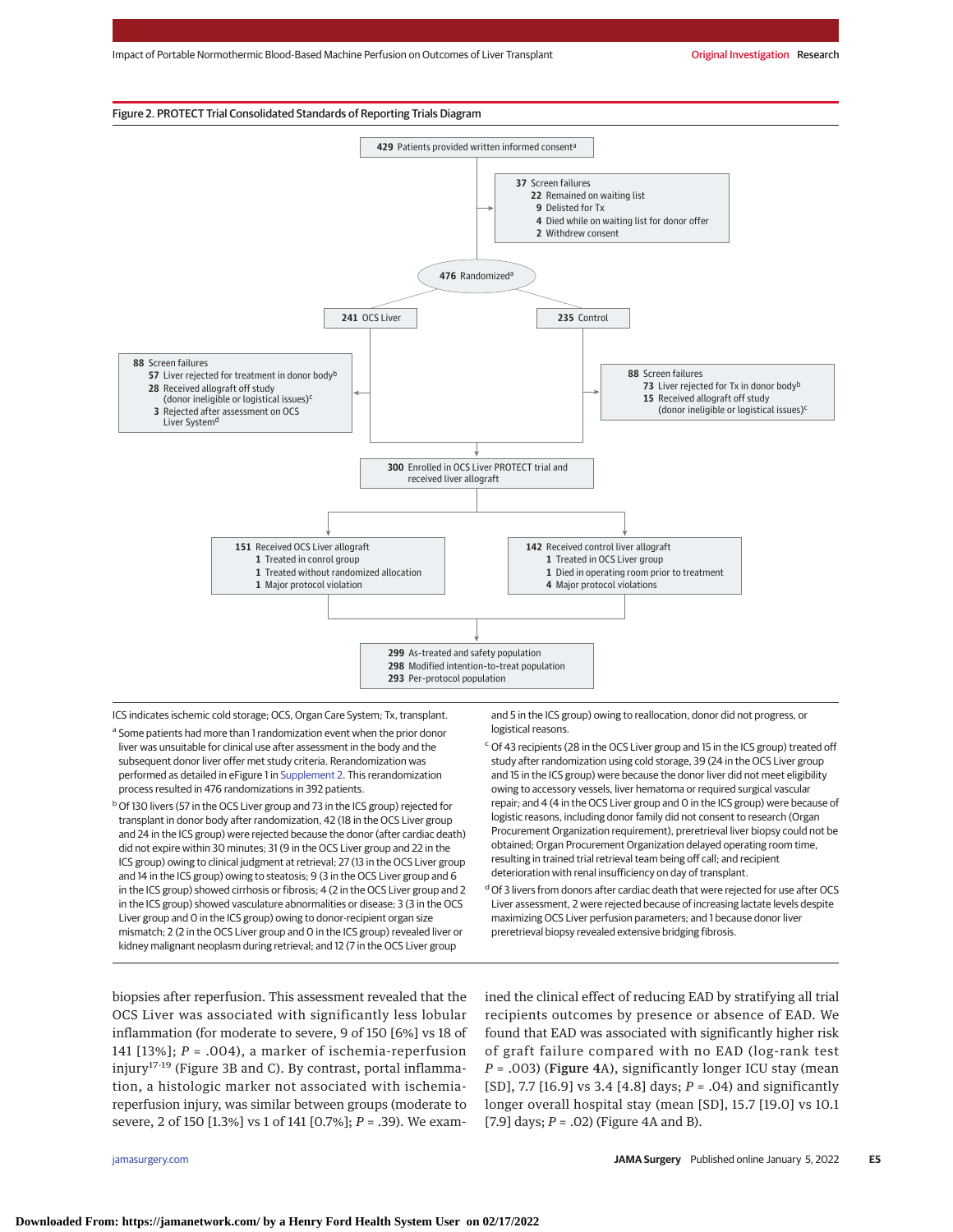Figure 2. PROTECT Trial Consolidated Standards of Reporting Trials Diagram

**429** Patients provided written informed consent[a]

**37** Screen failures
- **22** Remained on waiting list
- **9** Delisted for Tx
- **4** Died while on waiting list for donor offer
- **2** Withdrew consent

**476** Randomized[a]

**241** OCS Liver

**88** Screen failures
- **57** Liver rejected for treatment in donor body[b]
- **28** Received allograft off study (donor ineligible or logistical issues)[c]
- **3** Rejected after assessment on OCS Liver System[d]

**235** Control

**88** Screen failures
- **73** Liver rejected for Tx in donor body[b]
- **15** Received allograft off study (donor ineligible or logistical issues)[c]

**300** Enrolled in OCS Liver PROTECT trial and received liver allograft

**151** Received OCS Liver allograft
- **1** Treated in control group
- **1** Treated without randomized allocation
- **1** Major protocol violation

**142** Received control liver allograft
- **1** Treated in OCS Liver group
- **1** Died in operating room prior to treatment
- **4** Major protocol violations

**299** As-treated and safety population
**298** Modified intention-to-treat population
**293** Per-protocol population

ICS indicates ischemic cold storage; OCS, Organ Care System; Tx, transplant.

[a] Some patients had more than 1 randomization event when the prior donor liver was unsuitable for clinical use after assessment in the body and the subsequent donor liver offer met study criteria. Rerandomization was performed as detailed in eFigure 1 in Supplement 2. This rerandomization process resulted in 476 randomizations in 392 patients.

[b] Of 130 livers (57 in the OCS Liver group and 73 in the ICS group) rejected for transplant in donor body after randomization, 42 (18 in the OCS Liver group and 24 in the ICS group) were rejected because the donor (after cardiac death) did not expire within 30 minutes; 31 (9 in the OCS Liver group and 22 in the ICS group) owing to clinical judgment at retrieval; 27 (13 in the OCS Liver group and 14 in the ICS group) owing to steatosis; 9 (3 in the OCS Liver group and 6 in the ICS group) showed cirrhosis or fibrosis; 4 (2 in the OCS Liver group and 2 in the ICS group) showed vasculature abnormalities or disease; 3 (3 in the OCS Liver group and 0 in the ICS group) owing to donor-recipient organ size mismatch; 2 (2 in the OCS Liver group and 0 in the ICS group) revealed liver or kidney malignant neoplasm during retrieval; and 12 (7 in the OCS Liver group and 5 in the ICS group) owing to reallocation, donor did not progress, or logistical reasons.

[c] Of 43 recipients (28 in the OCS Liver group and 15 in the ICS group) treated off study after randomization using cold storage, 39 (24 in the OCS Liver group and 15 in the ICS group) were because the donor liver did not meet eligibility owing to accessory vessels, liver hematoma or required surgical vascular repair; and 4 (4 in the OCS Liver group and 0 in the ICS group) were because of logistic reasons, including donor family did not consent to research (Organ Procurement Organization requirement), preretrieval liver biopsy could not be obtained; Organ Procurement Organization delayed operating room time, resulting in trained trial retrieval team being off call; and recipient deterioration with renal insufficiency on day of transplant.

[d] Of 3 livers from donors after cardiac death that were rejected for use after OCS Liver assessment, 2 were rejected because of increasing lactate levels despite maximizing OCS Liver perfusion parameters; and 1 because donor liver preretrieval biopsy revealed extensive bridging fibrosis.

biopsies after reperfusion. This assessment revealed that the OCS Liver was associated with significantly less lobular inflammation (for moderate to severe, 9 of 150 [6%] vs 18 of 141 [13%]; $P$ = .004), a marker of ischemia-reperfusion injury[17-19] (Figure 3B and C). By contrast, portal inflammation, a histologic marker not associated with ischemia-reperfusion injury, was similar between groups (moderate to severe, 2 of 150 [1.3%] vs 1 of 141 [0.7%]; $P$ = .39). We examined the clinical effect of reducing EAD by stratifying all trial recipients outcomes by presence or absence of EAD. We found that EAD was associated with significantly higher risk of graft failure compared with no EAD (log-rank test $P$ = .003) (**Figure** 4A), significantly longer ICU stay (mean [SD], 7.7 [16.9] vs 3.4 [4.8] days; $P$ = .04) and significantly longer overall hospital stay (mean [SD], 15.7 [19.0] vs 10.1 [7.9] days; $P$ = .02) (Figure 4A and B).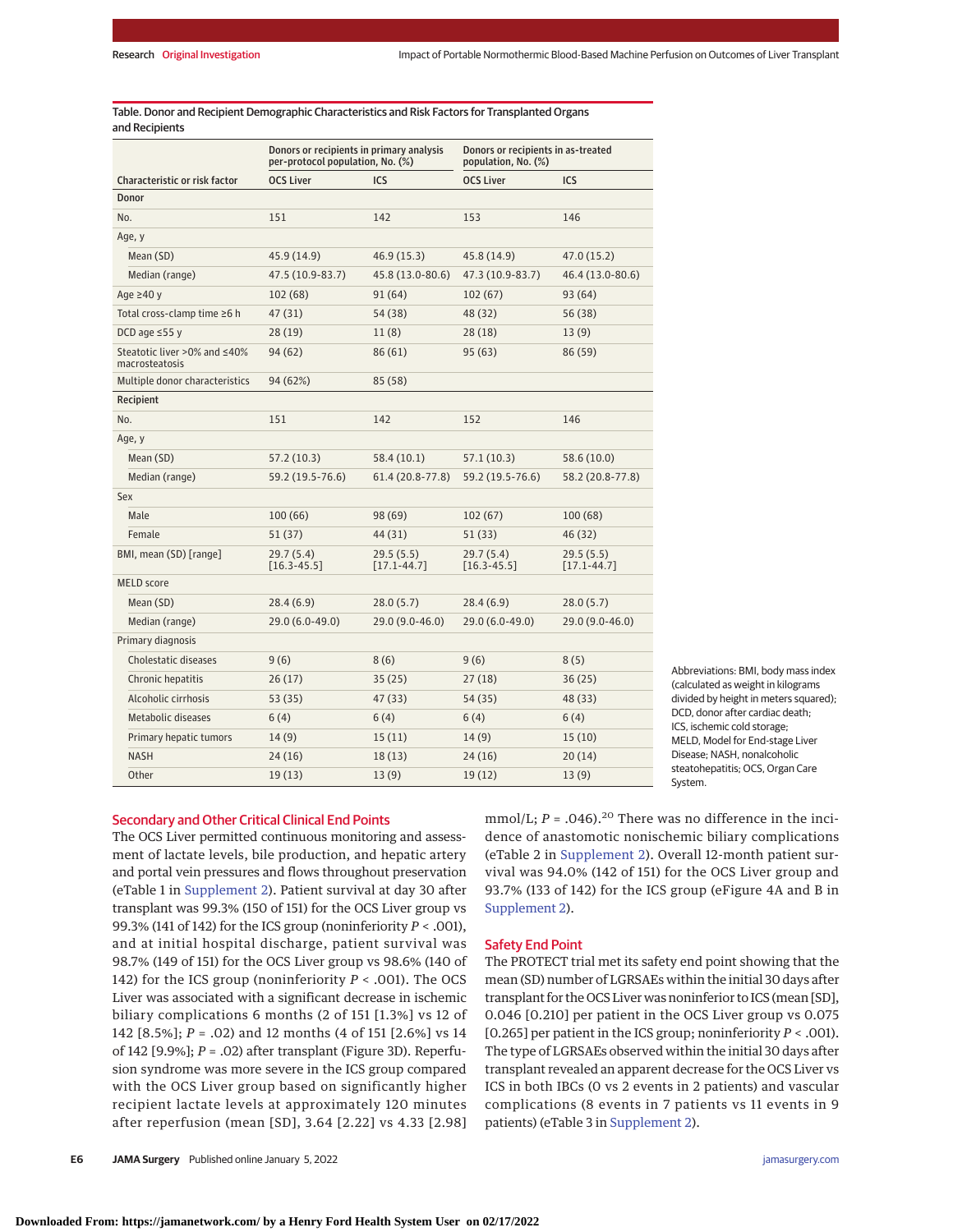Table. Donor and Recipient Demographic Characteristics and Risk Factors for Transplanted Organs and Recipients

| Characteristic or risk factor | Donors or recipients in primary analysis per-protocol population, No. (%) | | Donors or recipients in as-treated population, No. (%) | |
|---|---|---|---|---|
| | OCS Liver | ICS | OCS Liver | ICS |
| **Donor** | | | | |
| No. | 151 | 142 | 153 | 146 |
| Age, y | | | | |
| Mean (SD) | 45.9 (14.9) | 46.9 (15.3) | 45.8 (14.9) | 47.0 (15.2) |
| Median (range) | 47.5 (10.9-83.7) | 45.8 (13.0-80.6) | 47.3 (10.9-83.7) | 46.4 (13.0-80.6) |
| Age ≥40 y | 102 (68) | 91 (64) | 102 (67) | 93 (64) |
| Total cross-clamp time ≥6 h | 47 (31) | 54 (38) | 48 (32) | 56 (38) |
| DCD age ≤55 y | 28 (19) | 11 (8) | 28 (18) | 13 (9) |
| Steatotic liver >0% and ≤40% macrosteatosis | 94 (62) | 86 (61) | 95 (63) | 86 (59) |
| Multiple donor characteristics | 94 (62%) | 85 (58) | | |
| **Recipient** | | | | |
| No. | 151 | 142 | 152 | 146 |
| Age, y | | | | |
| Mean (SD) | 57.2 (10.3) | 58.4 (10.1) | 57.1 (10.3) | 58.6 (10.0) |
| Median (range) | 59.2 (19.5-76.6) | 61.4 (20.8-77.8) | 59.2 (19.5-76.6) | 58.2 (20.8-77.8) |
| Sex | | | | |
| Male | 100 (66) | 98 (69) | 102 (67) | 100 (68) |
| Female | 51 (37) | 44 (31) | 51 (33) | 46 (32) |
| BMI, mean (SD) [range] | 29.7 (5.4) [16.3-45.5] | 29.5 (5.5) [17.1-44.7] | 29.7 (5.4) [16.3-45.5] | 29.5 (5.5) [17.1-44.7] |
| MELD score | | | | |
| Mean (SD) | 28.4 (6.9) | 28.0 (5.7) | 28.4 (6.9) | 28.0 (5.7) |
| Median (range) | 29.0 (6.0-49.0) | 29.0 (9.0-46.0) | 29.0 (6.0-49.0) | 29.0 (9.0-46.0) |
| Primary diagnosis | | | | |
| Cholestatic diseases | 9 (6) | 8 (6) | 9 (6) | 8 (5) |
| Chronic hepatitis | 26 (17) | 35 (25) | 27 (18) | 36 (25) |
| Alcoholic cirrhosis | 53 (35) | 47 (33) | 54 (35) | 48 (33) |
| Metabolic diseases | 6 (4) | 6 (4) | 6 (4) | 6 (4) |
| Primary hepatic tumors | 14 (9) | 15 (11) | 14 (9) | 15 (10) |
| NASH | 24 (16) | 18 (13) | 24 (16) | 20 (14) |
| Other | 19 (13) | 13 (9) | 19 (12) | 13 (9) |

Abbreviations: BMI, body mass index (calculated as weight in kilograms divided by height in meters squared); DCD, donor after cardiac death; ICS, ischemic cold storage; MELD, Model for End-stage Liver Disease; NASH, nonalcoholic steatohepatitis; OCS, Organ Care System.

## Secondary and Other Critical Clinical End Points

The OCS Liver permitted continuous monitoring and assessment of lactate levels, bile production, and hepatic artery and portal vein pressures and flows throughout preservation (eTable 1 in Supplement 2). Patient survival at day 30 after transplant was 99.3% (150 of 151) for the OCS Liver group vs 99.3% (141 of 142) for the ICS group (noninferiority $P < .001$), and at initial hospital discharge, patient survival was 98.7% (149 of 151) for the OCS Liver group vs 98.6% (140 of 142) for the ICS group (noninferiority $P < .001$). The OCS Liver was associated with a significant decrease in ischemic biliary complications 6 months (2 of 151 [1.3%] vs 12 of 142 [8.5%]; $P = .02$) and 12 months (4 of 151 [2.6%] vs 14 of 142 [9.9%]; $P = .02$) after transplant (Figure 3D). Reperfusion syndrome was more severe in the ICS group compared with the OCS Liver group based on significantly higher recipient lactate levels at approximately 120 minutes after reperfusion (mean [SD], 3.64 [2.22] vs 4.33 [2.98] mmol/L; $P = .046$).[20] There was no difference in the incidence of anastomotic nonischemic biliary complications (eTable 2 in Supplement 2). Overall 12-month patient survival was 94.0% (142 of 151) for the OCS Liver group and 93.7% (133 of 142) for the ICS group (eFigure 4A and B in Supplement 2).

## Safety End Point

The PROTECT trial met its safety end point showing that the mean (SD) number of LGRSAEs within the initial 30 days after transplant for the OCS Liver was noninferior to ICS (mean [SD], 0.046 [0.210] per patient in the OCS Liver group vs 0.075 [0.265] per patient in the ICS group; noninferiority $P < .001$). The type of LGRSAEs observed within the initial 30 days after transplant revealed an apparent decrease for the OCS Liver vs ICS in both IBCs (0 vs 2 events in 2 patients) and vascular complications (8 events in 7 patients vs 11 events in 9 patients) (eTable 3 in Supplement 2).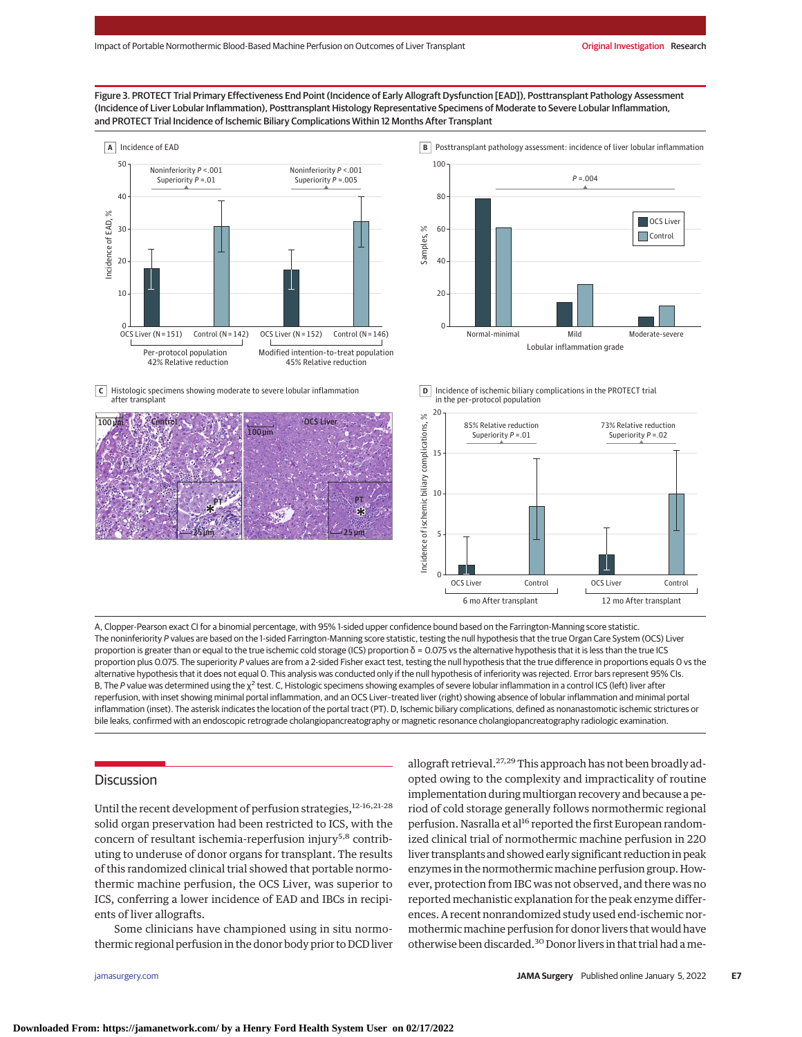Figure 3. PROTECT Trial Primary Effectiveness End Point (Incidence of Early Allograft Dysfunction [EAD]), Posttransplant Pathology Assessment (Incidence of Liver Lobular Inflammation), Posttransplant Histology Representative Specimens of Moderate to Severe Lobular Inflammation, and PROTECT Trial Incidence of Ischemic Biliary Complications Within 12 Months After Transplant

A, Clopper-Pearson exact CI for a binomial percentage, with 95% 1-sided upper confidence bound based on the Farrington-Manning score statistic. The noninferiority *P* values are based on the 1-sided Farrington-Manning score statistic, testing the null hypothesis that the true Organ Care System (OCS) Liver proportion is greater than or equal to the true ischemic cold storage (ICS) proportion δ = 0.075 vs the alternative hypothesis that it is less than the true ICS proportion plus 0.075. The superiority *P* values are from a 2-sided Fisher exact test, testing the null hypothesis that the true difference in proportions equals 0 vs the alternative hypothesis that it does not equal 0. This analysis was conducted only if the null hypothesis of inferiority was rejected. Error bars represent 95% CIs. B, The *P* value was determined using the $\chi^2$ test. C, Histologic specimens showing examples of severe lobular inflammation in a control ICS (left) liver after reperfusion, with inset showing minimal portal inflammation, and an OCS Liver–treated liver (right) showing absence of lobular inflammation and minimal portal inflammation (inset). The asterisk indicates the location of the portal tract (PT). D, Ischemic biliary complications, defined as nonanastomotic ischemic strictures or bile leaks, confirmed with an endoscopic retrograde cholangiopancreatography or magnetic resonance cholangiopancreatography radiologic examination.

## Discussion

Until the recent development of perfusion strategies,[12-16,21-28] solid organ preservation had been restricted to ICS, with the concern of resultant ischemia-reperfusion injury[5,8] contributing to underuse of donor organs for transplant. The results of this randomized clinical trial showed that portable normothermic machine perfusion, the OCS Liver, was superior to ICS, conferring a lower incidence of EAD and IBCs in recipients of liver allografts.

Some clinicians have championed using in situ normothermic regional perfusion in the donor body prior to DCD liver allograft retrieval.[27,29] This approach has not been broadly adopted owing to the complexity and impracticality of routine implementation during multiorgan recovery and because a period of cold storage generally follows normothermic regional perfusion. Nasralla et al[16] reported the first European randomized clinical trial of normothermic machine perfusion in 220 liver transplants and showed early significant reduction in peak enzymes in the normothermic machine perfusion group. However, protection from IBC was not observed, and there was no reported mechanistic explanation for the peak enzyme differences. A recent nonrandomized study used end-ischemic normothermic machine perfusion for donor livers that would have otherwise been discarded.[30] Donor livers in that trial had a me-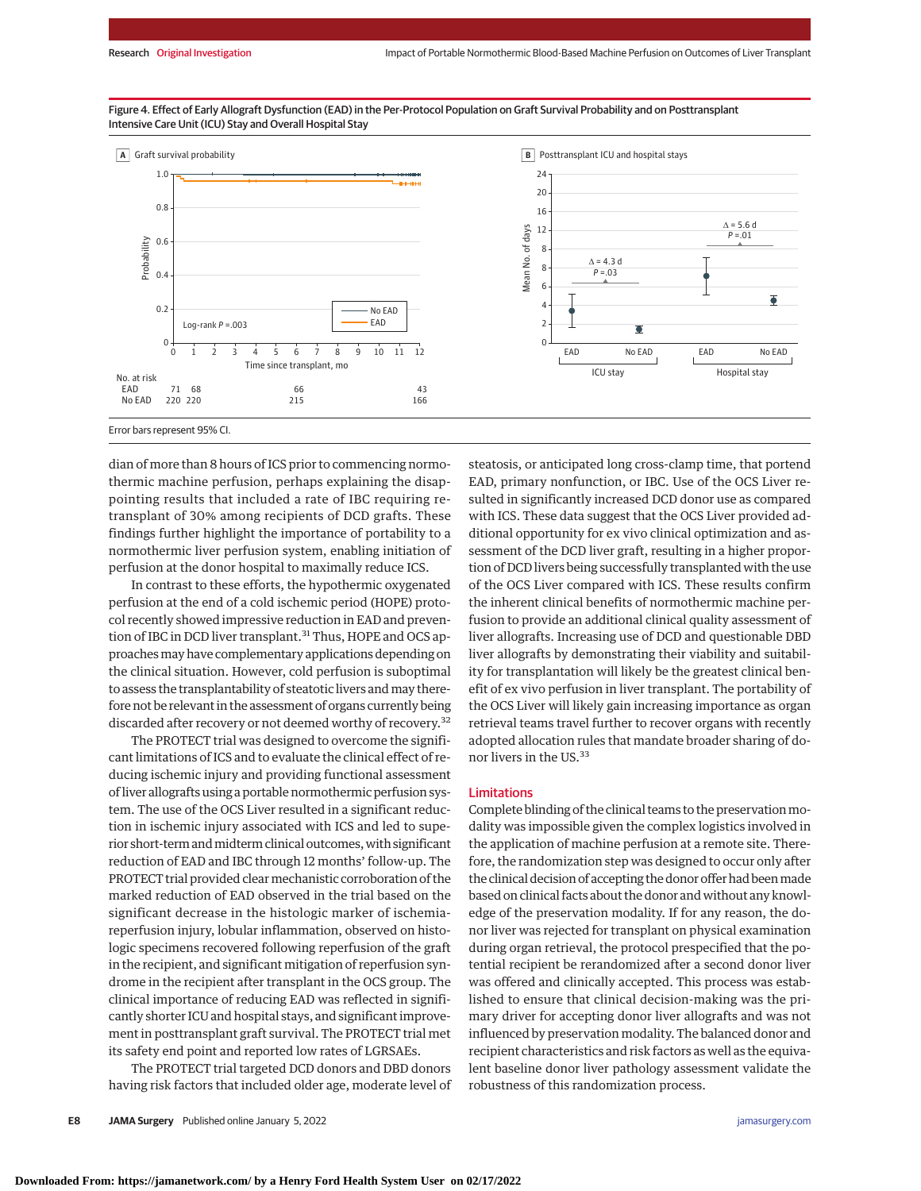Figure 4. Effect of Early Allograft Dysfunction (EAD) in the Per-Protocol Population on Graft Survival Probability and on Posttransplant Intensive Care Unit (ICU) Stay and Overall Hospital Stay

Error bars represent 95% CI.

dian of more than 8 hours of ICS prior to commencing normothermic machine perfusion, perhaps explaining the disappointing results that included a rate of IBC requiring retransplant of 30% among recipients of DCD grafts. These findings further highlight the importance of portability to a normothermic liver perfusion system, enabling initiation of perfusion at the donor hospital to maximally reduce ICS.

In contrast to these efforts, the hypothermic oxygenated perfusion at the end of a cold ischemic period (HOPE) protocol recently showed impressive reduction in EAD and prevention of IBC in DCD liver transplant.[31] Thus, HOPE and OCS approaches may have complementary applications depending on the clinical situation. However, cold perfusion is suboptimal to assess the transplantability of steatotic livers and may therefore not be relevant in the assessment of organs currently being discarded after recovery or not deemed worthy of recovery.[32]

The PROTECT trial was designed to overcome the significant limitations of ICS and to evaluate the clinical effect of reducing ischemic injury and providing functional assessment of liver allografts using a portable normothermic perfusion system. The use of the OCS Liver resulted in a significant reduction in ischemic injury associated with ICS and led to superior short-term and midterm clinical outcomes, with significant reduction of EAD and IBC through 12 months' follow-up. The PROTECT trial provided clear mechanistic corroboration of the marked reduction of EAD observed in the trial based on the significant decrease in the histologic marker of ischemia-reperfusion injury, lobular inflammation, observed on histologic specimens recovered following reperfusion of the graft in the recipient, and significant mitigation of reperfusion syndrome in the recipient after transplant in the OCS group. The clinical importance of reducing EAD was reflected in significantly shorter ICU and hospital stays, and significant improvement in posttransplant graft survival. The PROTECT trial met its safety end point and reported low rates of LGRSAEs.

The PROTECT trial targeted DCD donors and DBD donors having risk factors that included older age, moderate level of steatosis, or anticipated long cross-clamp time, that portend EAD, primary nonfunction, or IBC. Use of the OCS Liver resulted in significantly increased DCD donor use as compared with ICS. These data suggest that the OCS Liver provided additional opportunity for ex vivo clinical optimization and assessment of the DCD liver graft, resulting in a higher proportion of DCD livers being successfully transplanted with the use of the OCS Liver compared with ICS. These results confirm the inherent clinical benefits of normothermic machine perfusion to provide an additional clinical quality assessment of liver allografts. Increasing use of DCD and questionable DBD liver allografts by demonstrating their viability and suitability for transplantation will likely be the greatest clinical benefit of ex vivo perfusion in liver transplant. The portability of the OCS Liver will likely gain increasing importance as organ retrieval teams travel further to recover organs with recently adopted allocation rules that mandate broader sharing of donor livers in the US.[33]

## Limitations

Complete blinding of the clinical teams to the preservation modality was impossible given the complex logistics involved in the application of machine perfusion at a remote site. Therefore, the randomization step was designed to occur only after the clinical decision of accepting the donor offer had been made based on clinical facts about the donor and without any knowledge of the preservation modality. If for any reason, the donor liver was rejected for transplant on physical examination during organ retrieval, the protocol prespecified that the potential recipient be rerandomized after a second donor liver was offered and clinically accepted. This process was established to ensure that clinical decision-making was the primary driver for accepting donor liver allografts and was not influenced by preservation modality. The balanced donor and recipient characteristics and risk factors as well as the equivalent baseline donor liver pathology assessment validate the robustness of this randomization process.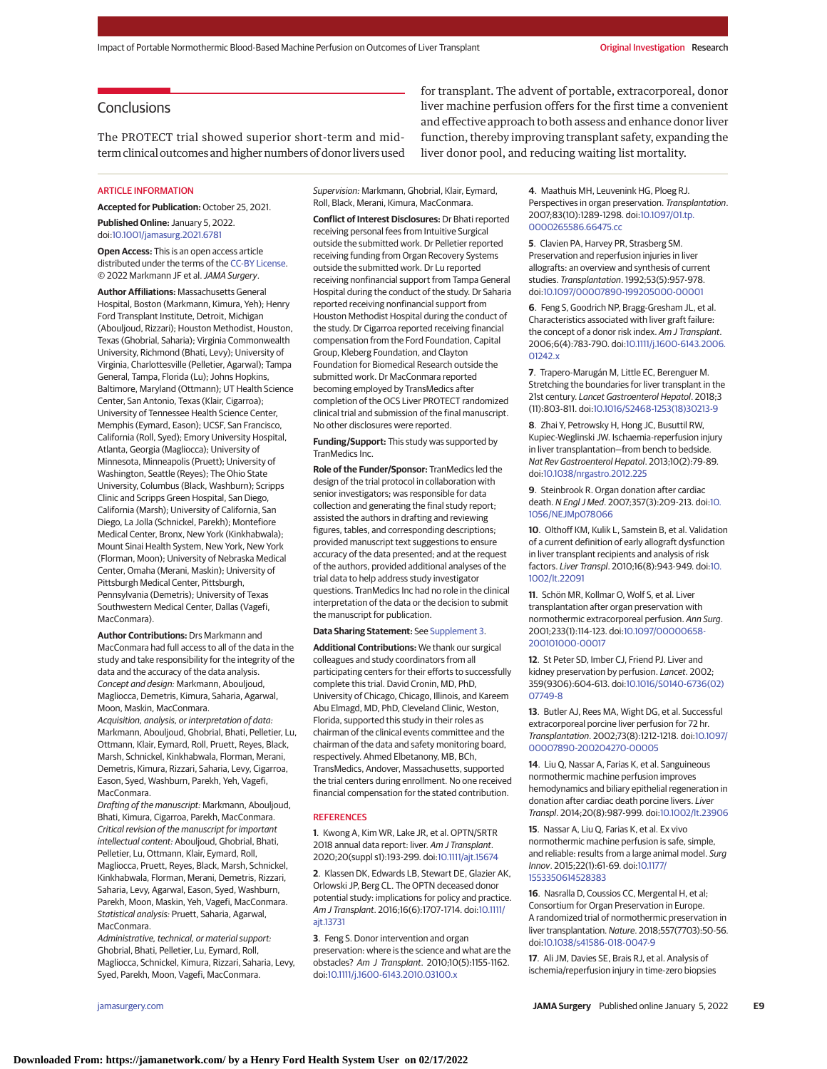## Conclusions

The PROTECT trial showed superior short-term and mid-term clinical outcomes and higher numbers of donor livers used for transplant. The advent of portable, extracorporeal, donor liver machine perfusion offers for the first time a convenient and effective approach to both assess and enhance donor liver function, thereby improving transplant safety, expanding the liver donor pool, and reducing waiting list mortality.

### ARTICLE INFORMATION

**Accepted for Publication:** October 25, 2021.

**Published Online:** January 5, 2022. doi:10.1001/jamasurg.2021.6781

**Open Access:** This is an open access article distributed under the terms of the CC-BY License. © 2022 Markmann JF et al. *JAMA Surgery*.

**Author Affiliations:** Massachusetts General Hospital, Boston (Markmann, Kimura, Yeh); Henry Ford Transplant Institute, Detroit, Michigan (Abouljoud, Rizzari); Houston Methodist, Houston, Texas (Ghobrial, Saharia); Virginia Commonwealth University, Richmond (Bhati, Levy); University of Virginia, Charlottesville (Pelletier, Agarwal); Tampa General, Tampa, Florida (Lu); Johns Hopkins, Baltimore, Maryland (Ottmann); UT Health Science Center, San Antonio, Texas (Klair, Cigarroa); University of Tennessee Health Science Center, Memphis (Eymard, Eason); UCSF, San Francisco, California (Roll, Syed); Emory University Hospital, Atlanta, Georgia (Magliocca); University of Minnesota, Minneapolis (Pruett); University of Washington, Seattle (Reyes); The Ohio State University, Columbus (Black, Washburn); Scripps Clinic and Scripps Green Hospital, San Diego, California (Marsh); University of California, San Diego, La Jolla (Schnickel, Parekh); Montefiore Medical Center, Bronx, New York (Kinkhabwala); Mount Sinai Health System, New York, New York (Florman, Moon); University of Nebraska Medical Center, Omaha (Merani, Maskin); University of Pittsburgh Medical Center, Pittsburgh, Pennsylvania (Demetris); University of Texas Southwestern Medical Center, Dallas (Vagefi, MacConmara).

**Author Contributions:** Drs Markmann and MacConmara had full access to all of the data in the study and take responsibility for the integrity of the data and the accuracy of the data analysis.
*Concept and design:* Markmann, Abouljoud, Magliocca, Demetris, Kimura, Saharia, Agarwal, Moon, Maskin, MacConmara.
*Acquisition, analysis, or interpretation of data:* Markmann, Abouljoud, Ghobrial, Bhati, Pelletier, Lu, Ottmann, Klair, Eymard, Roll, Pruett, Reyes, Black, Marsh, Schnickel, Kinkhabwala, Florman, Merani, Demetris, Kimura, Rizzari, Saharia, Levy, Cigarroa, Eason, Syed, Washburn, Parekh, Yeh, Vagefi, MacConmara.
*Drafting of the manuscript:* Markmann, Abouljoud, Bhati, Kimura, Cigarroa, Parekh, MacConmara.
*Critical revision of the manuscript for important intellectual content:* Abouljoud, Ghobrial, Bhati, Pelletier, Lu, Ottmann, Klair, Eymard, Roll, Magliocca, Pruett, Reyes, Black, Marsh, Schnickel, Kinkhabwala, Florman, Merani, Demetris, Rizzari, Saharia, Levy, Agarwal, Eason, Syed, Washburn, Parekh, Moon, Maskin, Yeh, Vagefi, MacConmara.
*Statistical analysis:* Pruett, Saharia, Agarwal, MacConmara.
*Administrative, technical, or material support:* Ghobrial, Bhati, Pelletier, Lu, Eymard, Roll, Magliocca, Schnickel, Kimura, Rizzari, Saharia, Levy, Syed, Parekh, Moon, Vagefi, MacConmara.
*Supervision:* Markmann, Ghobrial, Klair, Eymard, Roll, Black, Merani, Kimura, MacConmara.

**Conflict of Interest Disclosures:** Dr Bhati reported receiving personal fees from Intuitive Surgical outside the submitted work. Dr Pelletier reported receiving funding from Organ Recovery Systems outside the submitted work. Dr Lu reported receiving nonfinancial support from Tampa General Hospital during the conduct of the study. Dr Saharia reported receiving nonfinancial support from Houston Methodist Hospital during the conduct of the study. Dr Cigarroa reported receiving financial compensation from the Ford Foundation, Capital Group, Kleberg Foundation, and Clayton Foundation for Biomedical Research outside the submitted work. Dr MacConmara reported becoming employed by TransMedics after completion of the OCS Liver PROTECT randomized clinical trial and submission of the final manuscript. No other disclosures were reported.

**Funding/Support:** This study was supported by TranMedics Inc.

**Role of the Funder/Sponsor:** TranMedics led the design of the trial protocol in collaboration with senior investigators; was responsible for data collection and generating the final study report; assisted the authors in drafting and reviewing figures, tables, and corresponding descriptions; provided manuscript text suggestions to ensure accuracy of the data presented; and at the request of the authors, provided additional analyses of the trial data to help address study investigator questions. TranMedics Inc had no role in the clinical interpretation of the data or the decision to submit the manuscript for publication.

**Data Sharing Statement:** See Supplement 3.

**Additional Contributions:** We thank our surgical colleagues and study coordinators from all participating centers for their efforts to successfully complete this trial. David Cronin, MD, PhD, University of Chicago, Chicago, Illinois, and Kareem Abu Elmagd, MD, PhD, Cleveland Clinic, Weston, Florida, supported this study in their roles as chairman of the clinical events committee and the chairman of the data and safety monitoring board, respectively. Ahmed Elbetanony, MB, BCh, TransMedics, Andover, Massachusetts, supported the trial centers during enrollment. No one received financial compensation for the stated contribution.

### REFERENCES

1. Kwong A, Kim WR, Lake JR, et al. OPTN/SRTR 2018 annual data report: liver. *Am J Transplant*. 2020;20(suppl s1):193-299. doi:10.1111/ajt.15674

2. Klassen DK, Edwards LB, Stewart DE, Glazier AK, Orlowski JP, Berg CL. The OPTN deceased donor potential study: implications for policy and practice. *Am J Transplant*. 2016;16(6):1707-1714. doi:10.1111/ajt.13731

3. Feng S. Donor intervention and organ preservation: where is the science and what are the obstacles? *Am J Transplant*. 2010;10(5):1155-1162. doi:10.1111/j.1600-6143.2010.03100.x

4. Maathuis MH, Leuvenink HG, Ploeg RJ. Perspectives in organ preservation. *Transplantation*. 2007;83(10):1289-1298. doi:10.1097/01.tp.0000265586.66475.cc

5. Clavien PA, Harvey PR, Strasberg SM. Preservation and reperfusion injuries in liver allografts: an overview and synthesis of current studies. *Transplantation*. 1992;53(5):957-978. doi:10.1097/00007890-199205000-00001

6. Feng S, Goodrich NP, Bragg-Gresham JL, et al. Characteristics associated with liver graft failure: the concept of a donor risk index. *Am J Transplant*. 2006;6(4):783-790. doi:10.1111/j.1600-6143.2006.01242.x

7. Trapero-Marugán M, Little EC, Berenguer M. Stretching the boundaries for liver transplant in the 21st century. *Lancet Gastroenterol Hepatol*. 2018;3(11):803-811. doi:10.1016/S2468-1253(18)30213-9

8. Zhai Y, Petrowsky H, Hong JC, Busuttil RW, Kupiec-Weglinski JW. Ischaemia-reperfusion injury in liver transplantation—from bench to bedside. *Nat Rev Gastroenterol Hepatol*. 2013;10(2):79-89. doi:10.1038/nrgastro.2012.225

9. Steinbrook R. Organ donation after cardiac death. *N Engl J Med*. 2007;357(3):209-213. doi:10.1056/NEJMp078066

10. Olthoff KM, Kulik L, Samstein B, et al. Validation of a current definition of early allograft dysfunction in liver transplant recipients and analysis of risk factors. *Liver Transpl*. 2010;16(8):943-949. doi:10.1002/lt.22091

11. Schön MR, Kollmar O, Wolf S, et al. Liver transplantation after organ preservation with normothermic extracorporeal perfusion. *Ann Surg*. 2001;233(1):114-123. doi:10.1097/00000658-200101000-00017

12. St Peter SD, Imber CJ, Friend PJ. Liver and kidney preservation by perfusion. *Lancet*. 2002;359(9306):604-613. doi:10.1016/S0140-6736(02)07749-8

13. Butler AJ, Rees MA, Wight DG, et al. Successful extracorporeal porcine liver perfusion for 72 hr. *Transplantation*. 2002;73(8):1212-1218. doi:10.1097/00007890-200204270-00005

14. Liu Q, Nassar A, Farias K, et al. Sanguineous normothermic machine perfusion improves hemodynamics and biliary epithelial regeneration in donation after cardiac death porcine livers. *Liver Transpl*. 2014;20(8):987-999. doi:10.1002/lt.23906

15. Nassar A, Liu Q, Farias K, et al. Ex vivo normothermic machine perfusion is safe, simple, and reliable: results from a large animal model. *Surg Innov*. 2015;22(1):61-69. doi:10.1177/1553350614528383

16. Nasralla D, Coussios CC, Mergental H, et al; Consortium for Organ Preservation in Europe. A randomized trial of normothermic preservation in liver transplantation. *Nature*. 2018;557(7703):50-56. doi:10.1038/s41586-018-0047-9

17. Ali JM, Davies SE, Brais RJ, et al. Analysis of ischemia/reperfusion injury in time-zero biopsies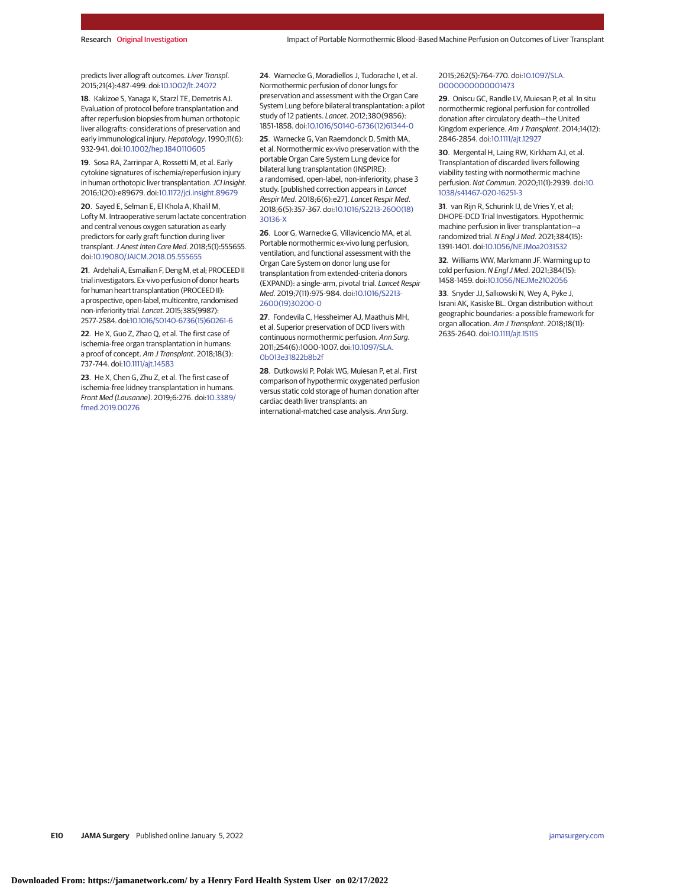predicts liver allograft outcomes. *Liver Transpl*. 2015;21(4):487-499. doi:10.1002/lt.24072

18. Kakizoe S, Yanaga K, Starzl TE, Demetris AJ. Evaluation of protocol before transplantation and after reperfusion biopsies from human orthotopic liver allografts: considerations of preservation and early immunological injury. *Hepatology*. 1990;11(6):932-941. doi:10.1002/hep.1840110605

19. Sosa RA, Zarrinpar A, Rossetti M, et al. Early cytokine signatures of ischemia/reperfusion injury in human orthotopic liver transplantation. *JCI Insight*. 2016;1(20):e89679. doi:10.1172/jci.insight.89679

20. Sayed E, Selman E, El Khola A, Khalil M, Lofty M. Intraoperative serum lactate concentration and central venous oxygen saturation as early predictors for early graft function during liver transplant. *J Anest Inten Care Med*. 2018;5(1):555655. doi:10.19080/JAICM.2018.05.555655

21. Ardehali A, Esmailian F, Deng M, et al; PROCEED II trial investigators. Ex-vivo perfusion of donor hearts for human heart transplantation (PROCEED II): a prospective, open-label, multicentre, randomised non-inferiority trial. *Lancet*. 2015;385(9987):2577-2584. doi:10.1016/S0140-6736(15)60261-6

22. He X, Guo Z, Zhao Q, et al. The first case of ischemia-free organ transplantation in humans: a proof of concept. *Am J Transplant*. 2018;18(3):737-744. doi:10.1111/ajt.14583

23. He X, Chen G, Zhu Z, et al. The first case of ischemia-free kidney transplantation in humans. *Front Med (Lausanne)*. 2019;6:276. doi:10.3389/fmed.2019.00276

24. Warnecke G, Moradiellos J, Tudorache I, et al. Normothermic perfusion of donor lungs for preservation and assessment with the Organ Care System Lung before bilateral transplantation: a pilot study of 12 patients. *Lancet*. 2012;380(9856):1851-1858. doi:10.1016/S0140-6736(12)61344-0

25. Warnecke G, Van Raemdonck D, Smith MA, et al. Normothermic ex-vivo preservation with the portable Organ Care System Lung device for bilateral lung transplantation (INSPIRE): a randomised, open-label, non-inferiority, phase 3 study. [published correction appears in *Lancet Respir Med*. 2018;6(6):e27]. *Lancet Respir Med*. 2018;6(5):357-367. doi:10.1016/S2213-2600(18)30136-X

26. Loor G, Warnecke G, Villavicencio MA, et al. Portable normothermic ex-vivo lung perfusion, ventilation, and functional assessment with the Organ Care System on donor lung use for transplantation from extended-criteria donors (EXPAND): a single-arm, pivotal trial. *Lancet Respir Med*. 2019;7(11):975-984. doi:10.1016/S2213-2600(19)30200-0

27. Fondevila C, Hessheimer AJ, Maathuis MH, et al. Superior preservation of DCD livers with continuous normothermic perfusion. *Ann Surg*. 2011;254(6):1000-1007. doi:10.1097/SLA.0b013e31822b8b2f

28. Dutkowski P, Polak WG, Muiesan P, et al. First comparison of hypothermic oxygenated perfusion versus static cold storage of human donation after cardiac death liver transplants: an international-matched case analysis. *Ann Surg*. 2015;262(5):764-770. doi:10.1097/SLA.0000000000001473

29. Oniscu GC, Randle LV, Muiesan P, et al. In situ normothermic regional perfusion for controlled donation after circulatory death—the United Kingdom experience. *Am J Transplant*. 2014;14(12):2846-2854. doi:10.1111/ajt.12927

30. Mergental H, Laing RW, Kirkham AJ, et al. Transplantation of discarded livers following viability testing with normothermic machine perfusion. *Nat Commun*. 2020;11(1):2939. doi:10.1038/s41467-020-16251-3

31. van Rijn R, Schurink IJ, de Vries Y, et al; DHOPE-DCD Trial Investigators. Hypothermic machine perfusion in liver transplantation—a randomized trial. *N Engl J Med*. 2021;384(15):1391-1401. doi:10.1056/NEJMoa2031532

32. Williams WW, Markmann JF. Warming up to cold perfusion. *N Engl J Med*. 2021;384(15):1458-1459. doi:10.1056/NEJMe2102056

33. Snyder JJ, Salkowski N, Wey A, Pyke J, Israni AK, Kasiske BL. Organ distribution without geographic boundaries: a possible framework for organ allocation. *Am J Transplant*. 2018;18(11):2635-2640. doi:10.1111/ajt.15115